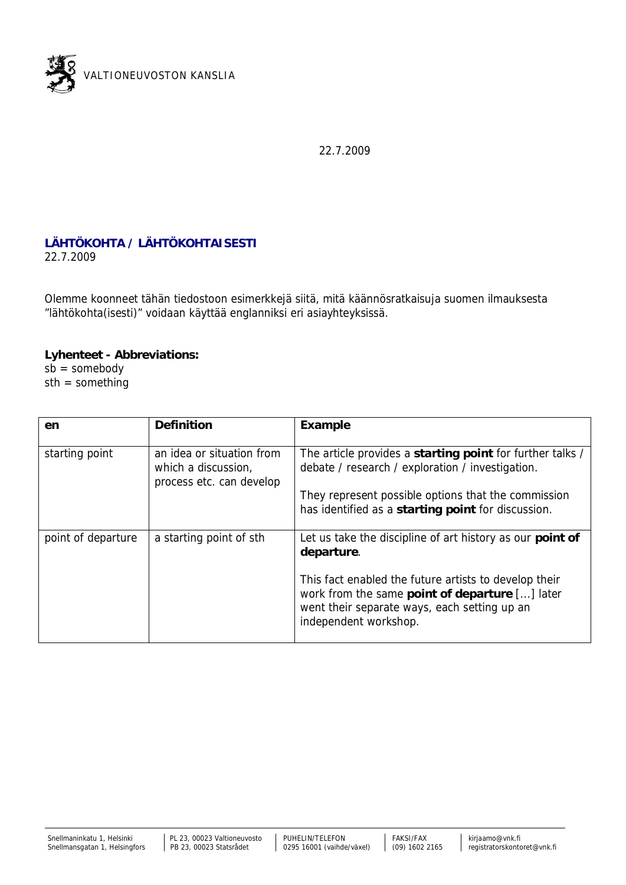VALTIONEUVOSTON KANSLIA

22.7.2009

## LÄHTÖKOHTA / LÄHTÖKOHTAISESTI

22.7.2009

Olemme koonneet tähän tiedostoon esimerkkejä siitä, mitä käännösratkaisuja suomen ilmauksesta ”lähtökohta(isesti)” voidaan käyttää englanniksi eri asiayhteyksissä.

**Lyhenteet - Abbreviations:**
sb = somebody
sth = something

| en | Definition | Example |
|---|---|---|
| starting point | an idea or situation from which a discussion, process etc. can develop | The article provides a **starting point** for further talks / debate / research / exploration / investigation.<br><br>They represent possible options that the commission has identified as a **starting point** for discussion. |
| point of departure | a starting point of sth | Let us take the discipline of art history as our **point of departure**.<br><br>This fact enabled the future artists to develop their work from the same **point of departure** [...] later went their separate ways, each setting up an independent workshop. |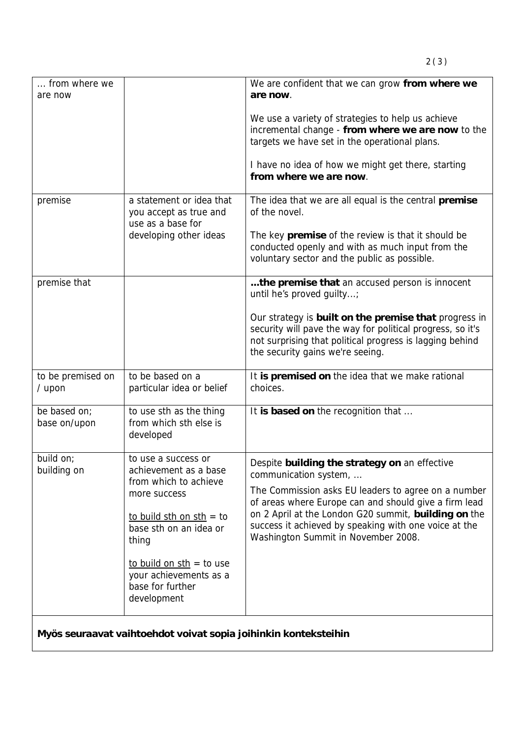| ... from where we are now | | We are confident that we can grow **from where we are now**.<br><br>We use a variety of strategies to help us achieve incremental change - **from where we are now** to the targets we have set in the operational plans.<br><br>I have no idea of how we might get there, starting **from where we are now**. |
|---|---|---|
| premise | a statement or idea that you accept as true and use as a base for developing other ideas | The idea that we are all equal is the central **premise** of the novel.<br><br>The key **premise** of the review is that it should be conducted openly and with as much input from the voluntary sector and the public as possible. |
| premise that | | **...the premise that** an accused person is innocent until he's proved guilty...;<br><br>Our strategy is **built on the premise that** progress in security will pave the way for political progress, so it's not surprising that political progress is lagging behind the security gains we're seeing. |
| to be premised on / upon | to be based on a particular idea or belief | It **is premised on** the idea that we make rational choices. |
| be based on; base on/upon | to use sth as the thing from which sth else is developed | It **is based on** the recognition that ... |
| build on; building on | to use a success or achievement as a base from which to achieve more success<br><br><u>to build sth on sth</u> = to base sth on an idea or thing<br><br><u>to build on sth</u> = to use your achievements as a base for further development | Despite **building the strategy on** an effective communication system, ...<br><br>The Commission asks EU leaders to agree on a number of areas where Europe can and should give a firm lead on 2 April at the London G20 summit, **building on** the success it achieved by speaking with one voice at the Washington Summit in November 2008. |
| **Myös seuraavat vaihtoehdot voivat sopia joihinkin konteksteihin** | | |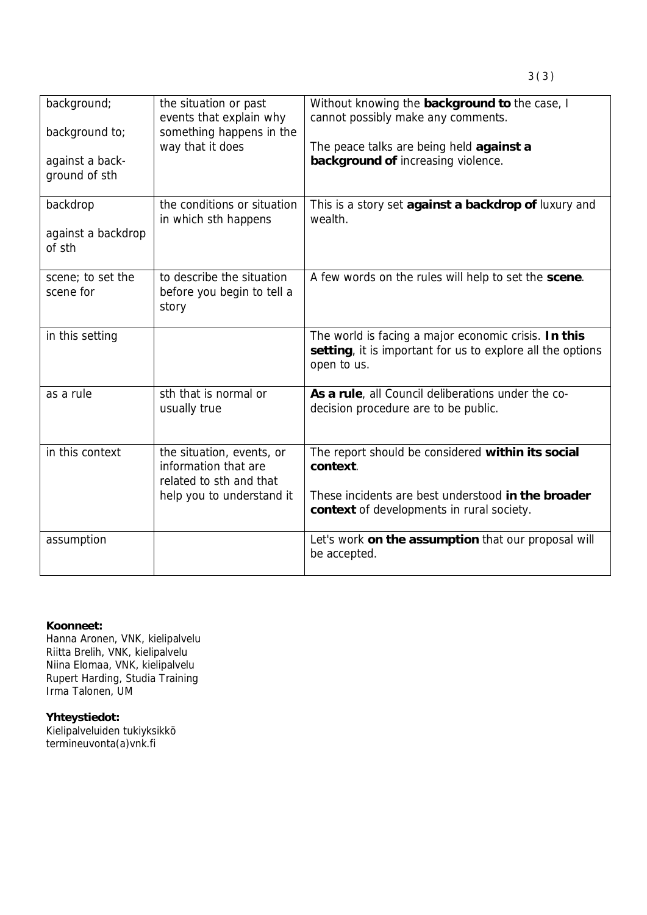| | | |
|---|---|---|
| background;<br><br>background to;<br><br>against a back-ground of sth | the situation or past events that explain why something happens in the way that it does | Without knowing the **background to** the case, I cannot possibly make any comments.<br><br>The peace talks are being held **against a background of** increasing violence. |
| backdrop<br><br>against a backdrop of sth | the conditions or situation in which sth happens | This is a story set **against a backdrop of** luxury and wealth. |
| scene; to set the scene for | to describe the situation before you begin to tell a story | A few words on the rules will help to set the **scene**. |
| in this setting | | The world is facing a major economic crisis. **In this setting**, it is important for us to explore all the options open to us. |
| as a rule | sth that is normal or usually true | **As a rule**, all Council deliberations under the co-decision procedure are to be public. |
| in this context | the situation, events, or information that are related to sth and that help you to understand it | The report should be considered **within its social context**.<br><br>These incidents are best understood **in the broader context** of developments in rural society. |
| assumption | | Let's work **on the assumption** that our proposal will be accepted. |

**Koonneet:**
Hanna Aronen, VNK, kielipalvelu
Riitta Brelih, VNK, kielipalvelu
Niina Elomaa, VNK, kielipalvelu
Rupert Harding, Studia Training
Irma Talonen, UM

**Yhteystiedot:**
Kielipalveluiden tukiyksikkö
termineuvonta(a)vnk.fi